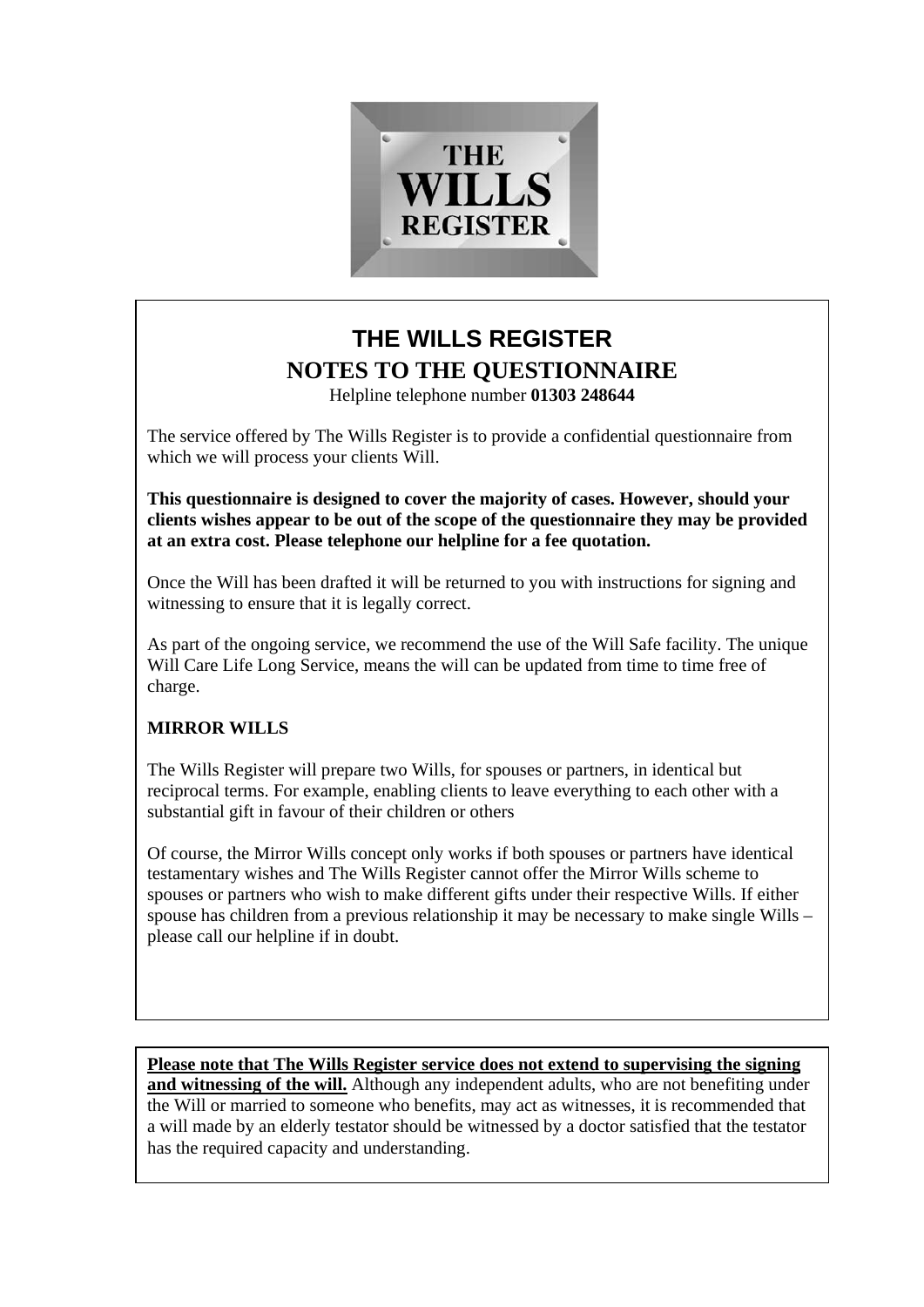THE WILLS REGISTER

# THE WILLS REGISTER

## NOTES TO THE QUESTIONNAIRE

Helpline telephone number **01303 248644**

The service offered by The Wills Register is to provide a confidential questionnaire from which we will process your clients Will.

**This questionnaire is designed to cover the majority of cases. However, should your clients wishes appear to be out of the scope of the questionnaire they may be provided at an extra cost. Please telephone our helpline for a fee quotation.**

Once the Will has been drafted it will be returned to you with instructions for signing and witnessing to ensure that it is legally correct.

As part of the ongoing service, we recommend the use of the Will Safe facility. The unique Will Care Life Long Service, means the will can be updated from time to time free of charge.

### MIRROR WILLS

The Wills Register will prepare two Wills, for spouses or partners, in identical but reciprocal terms. For example, enabling clients to leave everything to each other with a substantial gift in favour of their children or others

Of course, the Mirror Wills concept only works if both spouses or partners have identical testamentary wishes and The Wills Register cannot offer the Mirror Wills scheme to spouses or partners who wish to make different gifts under their respective Wills. If either spouse has children from a previous relationship it may be necessary to make single Wills – please call our helpline if in doubt.

**Please note that The Wills Register service does not extend to supervising the signing and witnessing of the will.** Although any independent adults, who are not benefiting under the Will or married to someone who benefits, may act as witnesses, it is recommended that a will made by an elderly testator should be witnessed by a doctor satisfied that the testator has the required capacity and understanding.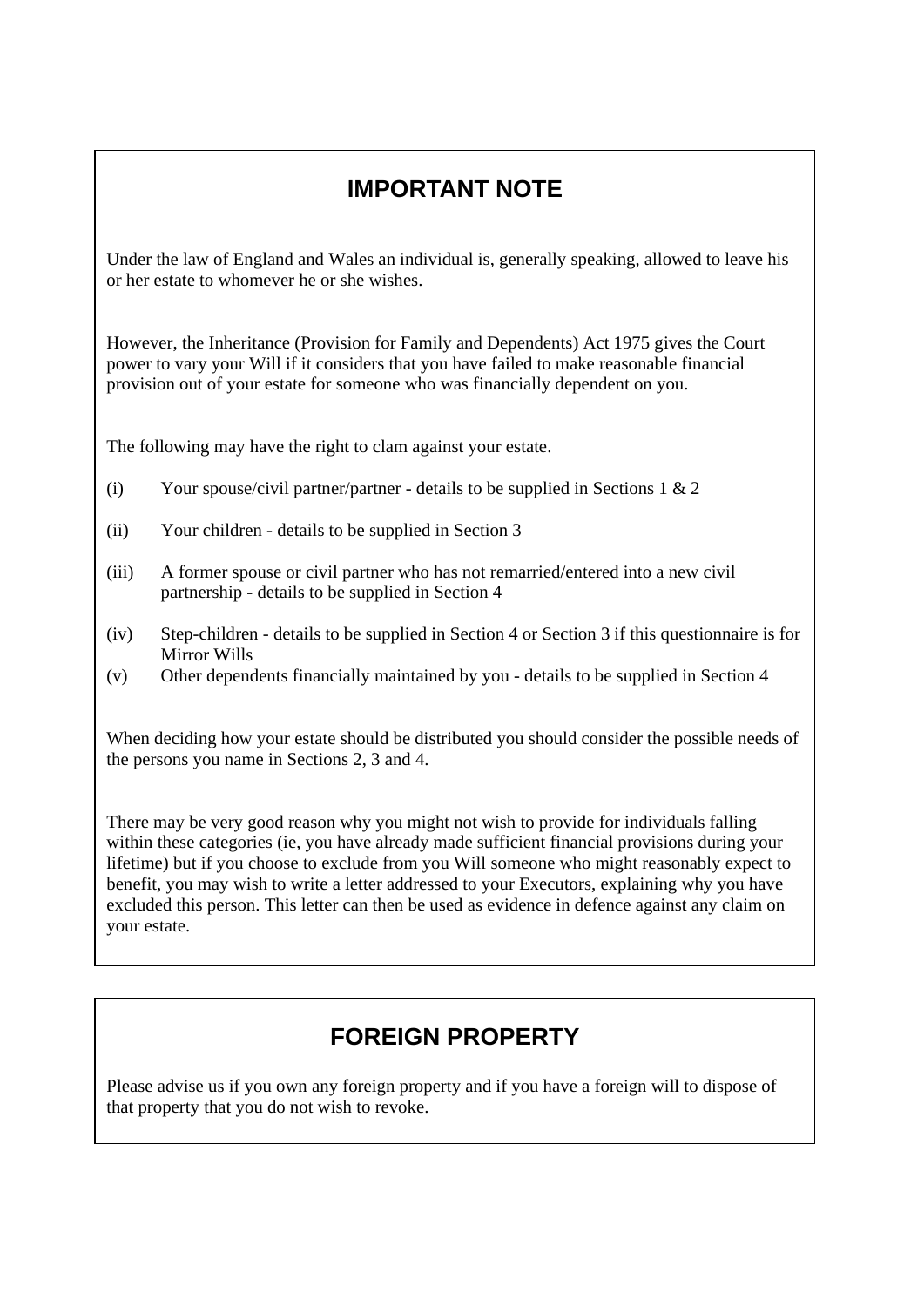## IMPORTANT NOTE

Under the law of England and Wales an individual is, generally speaking, allowed to leave his or her estate to whomever he or she wishes.

However, the Inheritance (Provision for Family and Dependents) Act 1975 gives the Court power to vary your Will if it considers that you have failed to make reasonable financial provision out of your estate for someone who was financially dependent on you.

The following may have the right to clam against your estate.

(i) Your spouse/civil partner/partner - details to be supplied in Sections 1 & 2

(ii) Your children - details to be supplied in Section 3

(iii) A former spouse or civil partner who has not remarried/entered into a new civil partnership - details to be supplied in Section 4

(iv) Step-children - details to be supplied in Section 4 or Section 3 if this questionnaire is for Mirror Wills

(v) Other dependents financially maintained by you - details to be supplied in Section 4

When deciding how your estate should be distributed you should consider the possible needs of the persons you name in Sections 2, 3 and 4.

There may be very good reason why you might not wish to provide for individuals falling within these categories (ie, you have already made sufficient financial provisions during your lifetime) but if you choose to exclude from you Will someone who might reasonably expect to benefit, you may wish to write a letter addressed to your Executors, explaining why you have excluded this person. This letter can then be used as evidence in defence against any claim on your estate.

## FOREIGN PROPERTY

Please advise us if you own any foreign property and if you have a foreign will to dispose of that property that you do not wish to revoke.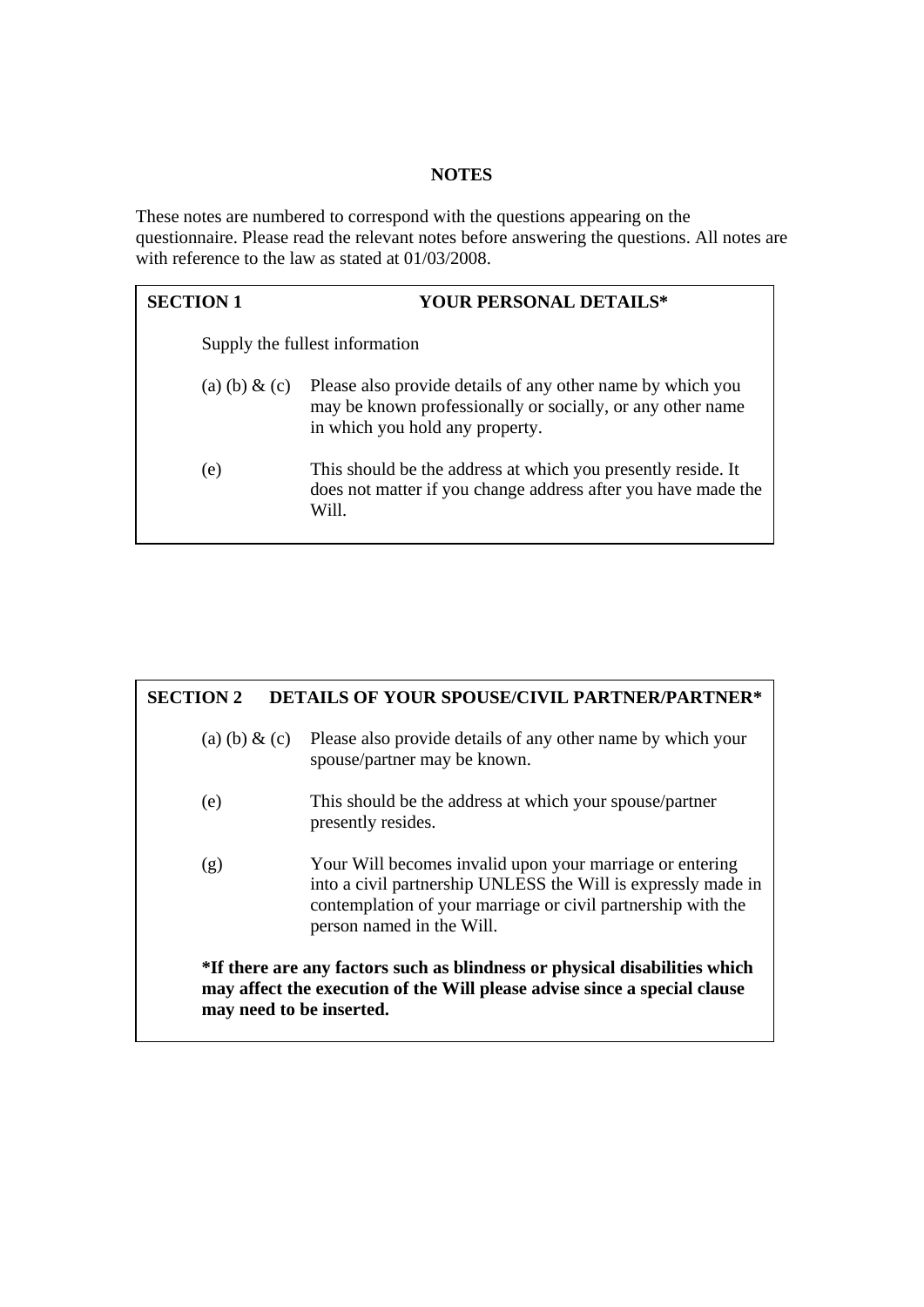# NOTES

These notes are numbered to correspond with the questions appearing on the questionnaire. Please read the relevant notes before answering the questions. All notes are with reference to the law as stated at 01/03/2008.

## SECTION 1 YOUR PERSONAL DETAILS*

Supply the fullest information

(a) (b) & (c) Please also provide details of any other name by which you may be known professionally or socially, or any other name in which you hold any property.

(e) This should be the address at which you presently reside. It does not matter if you change address after you have made the Will.

## SECTION 2 DETAILS OF YOUR SPOUSE/CIVIL PARTNER/PARTNER*

(a) (b) & (c) Please also provide details of any other name by which your spouse/partner may be known.

(e) This should be the address at which your spouse/partner presently resides.

(g) Your Will becomes invalid upon your marriage or entering into a civil partnership UNLESS the Will is expressly made in contemplation of your marriage or civil partnership with the person named in the Will.

**\*If there are any factors such as blindness or physical disabilities which may affect the execution of the Will please advise since a special clause may need to be inserted.**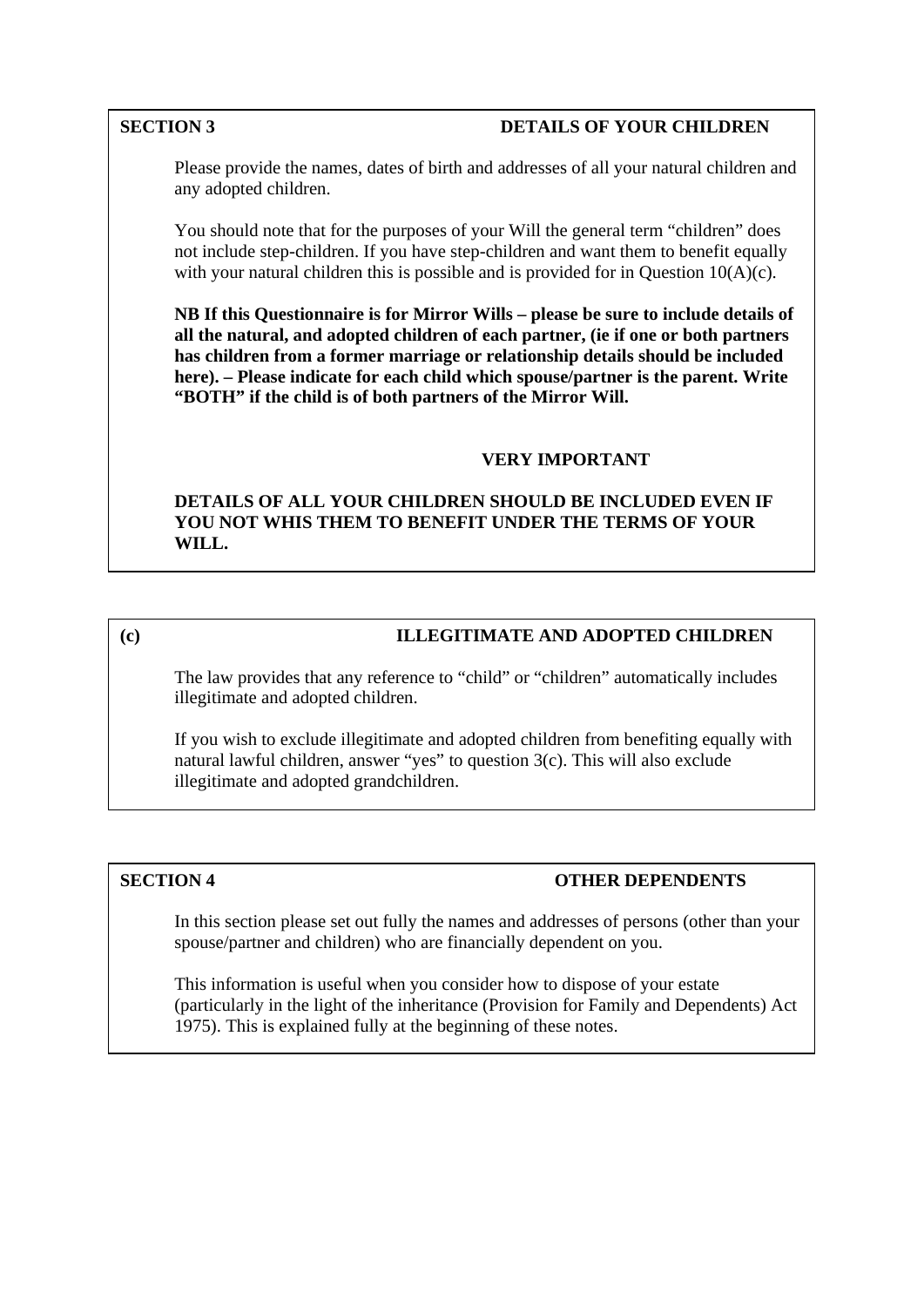## SECTION 3 — DETAILS OF YOUR CHILDREN

Please provide the names, dates of birth and addresses of all your natural children and any adopted children.

You should note that for the purposes of your Will the general term "children" does not include step-children. If you have step-children and want them to benefit equally with your natural children this is possible and is provided for in Question 10(A)(c).

**NB If this Questionnaire is for Mirror Wills – please be sure to include details of all the natural, and adopted children of each partner, (ie if one or both partners has children from a former marriage or relationship details should be included here). – Please indicate for each child which spouse/partner is the parent. Write "BOTH" if the child is of both partners of the Mirror Will.**

**VERY IMPORTANT**

**DETAILS OF ALL YOUR CHILDREN SHOULD BE INCLUDED EVEN IF YOU NOT WHIS THEM TO BENEFIT UNDER THE TERMS OF YOUR WILL.**

## (c) ILLEGITIMATE AND ADOPTED CHILDREN

The law provides that any reference to "child" or "children" automatically includes illegitimate and adopted children.

If you wish to exclude illegitimate and adopted children from benefiting equally with natural lawful children, answer "yes" to question 3(c). This will also exclude illegitimate and adopted grandchildren.

## SECTION 4 — OTHER DEPENDENTS

In this section please set out fully the names and addresses of persons (other than your spouse/partner and children) who are financially dependent on you.

This information is useful when you consider how to dispose of your estate (particularly in the light of the inheritance (Provision for Family and Dependents) Act 1975). This is explained fully at the beginning of these notes.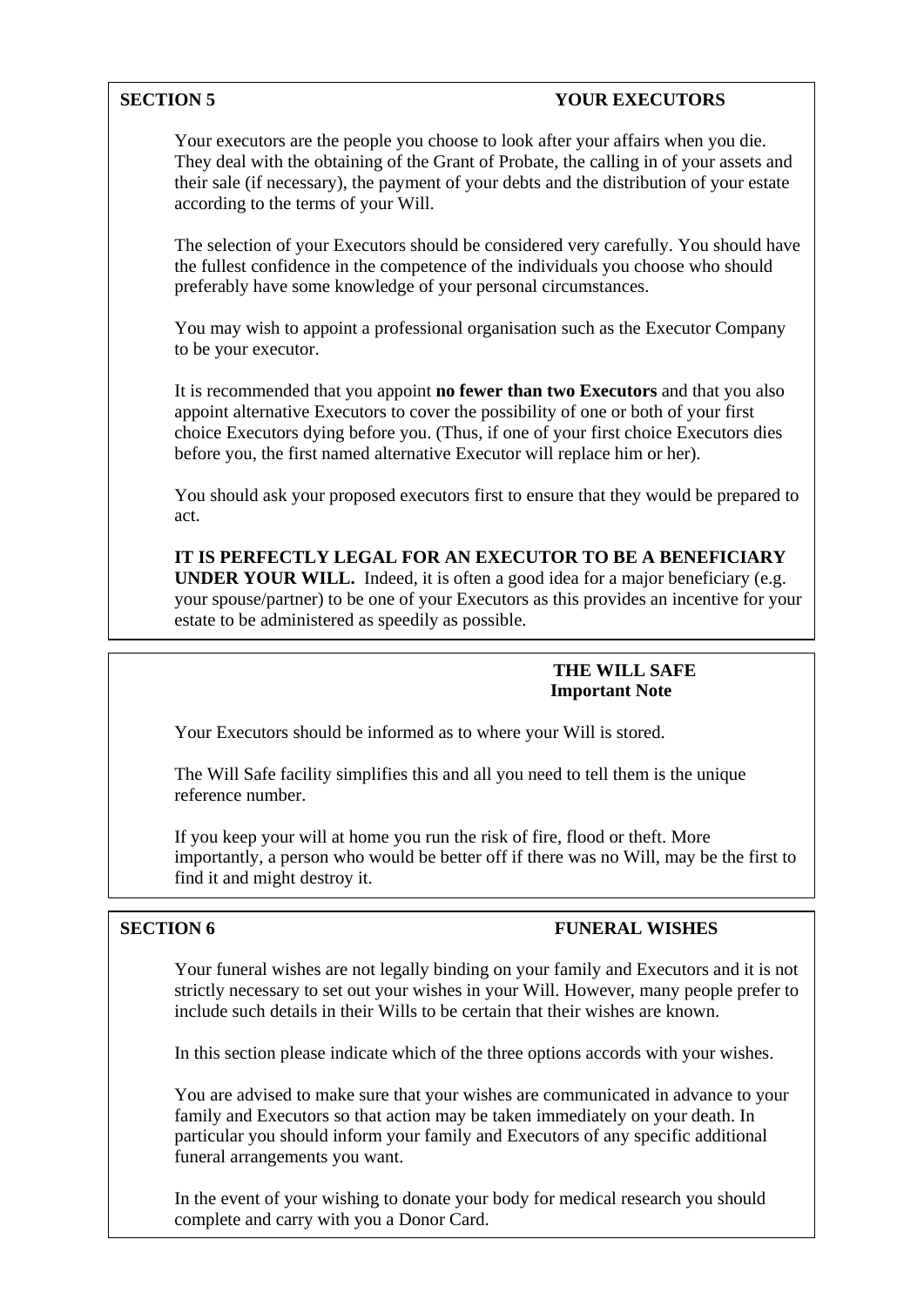## SECTION 5 YOUR EXECUTORS

Your executors are the people you choose to look after your affairs when you die. They deal with the obtaining of the Grant of Probate, the calling in of your assets and their sale (if necessary), the payment of your debts and the distribution of your estate according to the terms of your Will.

The selection of your Executors should be considered very carefully. You should have the fullest confidence in the competence of the individuals you choose who should preferably have some knowledge of your personal circumstances.

You may wish to appoint a professional organisation such as the Executor Company to be your executor.

It is recommended that you appoint **no fewer than two Executors** and that you also appoint alternative Executors to cover the possibility of one or both of your first choice Executors dying before you. (Thus, if one of your first choice Executors dies before you, the first named alternative Executor will replace him or her).

You should ask your proposed executors first to ensure that they would be prepared to act.

**IT IS PERFECTLY LEGAL FOR AN EXECUTOR TO BE A BENEFICIARY UNDER YOUR WILL.** Indeed, it is often a good idea for a major beneficiary (e.g. your spouse/partner) to be one of your Executors as this provides an incentive for your estate to be administered as speedily as possible.

### THE WILL SAFE
**Important Note**

Your Executors should be informed as to where your Will is stored.

The Will Safe facility simplifies this and all you need to tell them is the unique reference number.

If you keep your will at home you run the risk of fire, flood or theft. More importantly, a person who would be better off if there was no Will, may be the first to find it and might destroy it.

## SECTION 6 FUNERAL WISHES

Your funeral wishes are not legally binding on your family and Executors and it is not strictly necessary to set out your wishes in your Will. However, many people prefer to include such details in their Wills to be certain that their wishes are known.

In this section please indicate which of the three options accords with your wishes.

You are advised to make sure that your wishes are communicated in advance to your family and Executors so that action may be taken immediately on your death. In particular you should inform your family and Executors of any specific additional funeral arrangements you want.

In the event of your wishing to donate your body for medical research you should complete and carry with you a Donor Card.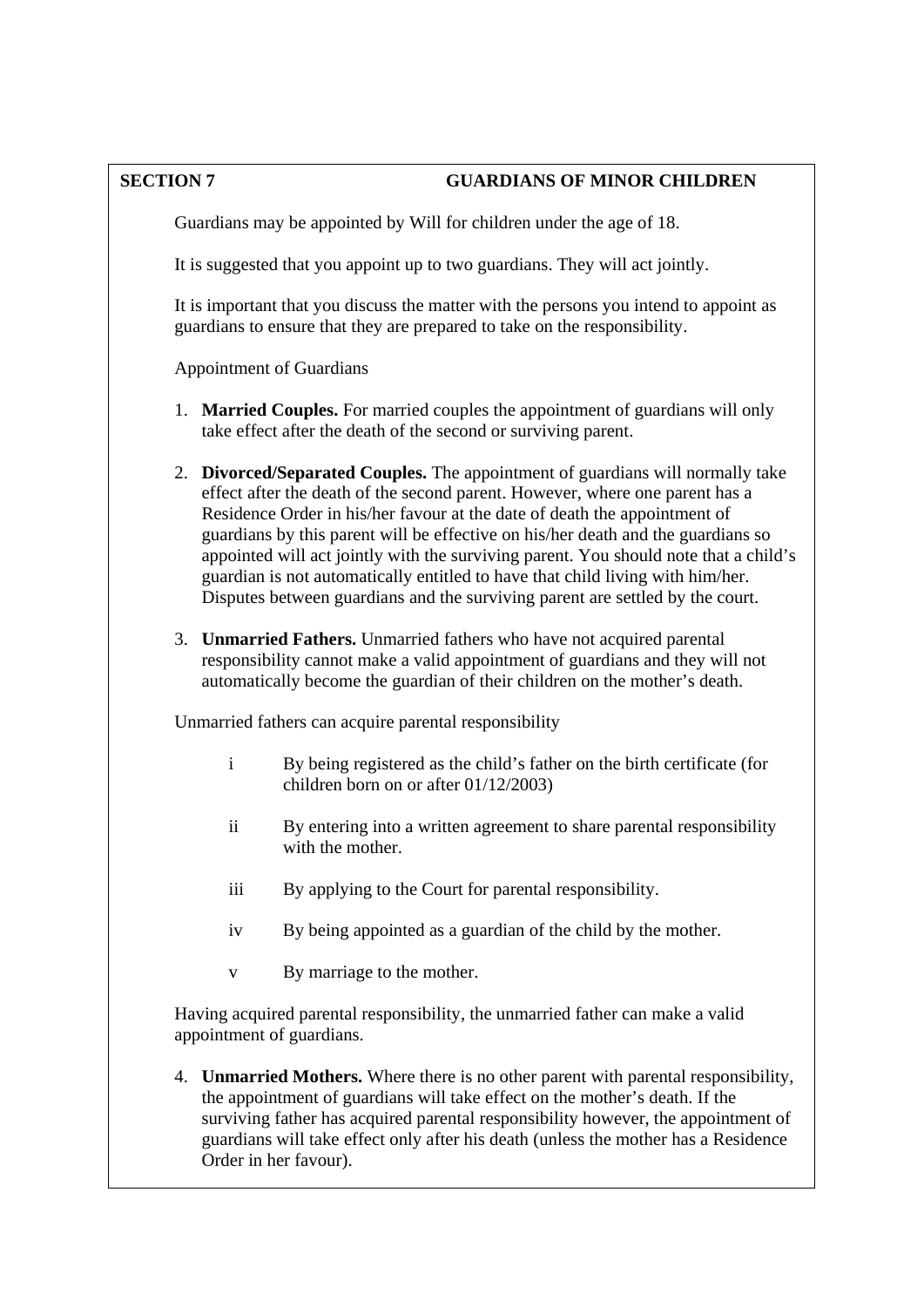## SECTION 7 GUARDIANS OF MINOR CHILDREN

Guardians may be appointed by Will for children under the age of 18.

It is suggested that you appoint up to two guardians. They will act jointly.

It is important that you discuss the matter with the persons you intend to appoint as guardians to ensure that they are prepared to take on the responsibility.

Appointment of Guardians

1. **Married Couples.** For married couples the appointment of guardians will only take effect after the death of the second or surviving parent.

2. **Divorced/Separated Couples.** The appointment of guardians will normally take effect after the death of the second parent. However, where one parent has a Residence Order in his/her favour at the date of death the appointment of guardians by this parent will be effective on his/her death and the guardians so appointed will act jointly with the surviving parent. You should note that a child's guardian is not automatically entitled to have that child living with him/her. Disputes between guardians and the surviving parent are settled by the court.

3. **Unmarried Fathers.** Unmarried fathers who have not acquired parental responsibility cannot make a valid appointment of guardians and they will not automatically become the guardian of their children on the mother's death.

Unmarried fathers can acquire parental responsibility

- i By being registered as the child's father on the birth certificate (for children born on or after 01/12/2003)
- ii By entering into a written agreement to share parental responsibility with the mother.
- iii By applying to the Court for parental responsibility.
- iv By being appointed as a guardian of the child by the mother.
- v By marriage to the mother.

Having acquired parental responsibility, the unmarried father can make a valid appointment of guardians.

4. **Unmarried Mothers.** Where there is no other parent with parental responsibility, the appointment of guardians will take effect on the mother's death. If the surviving father has acquired parental responsibility however, the appointment of guardians will take effect only after his death (unless the mother has a Residence Order in her favour).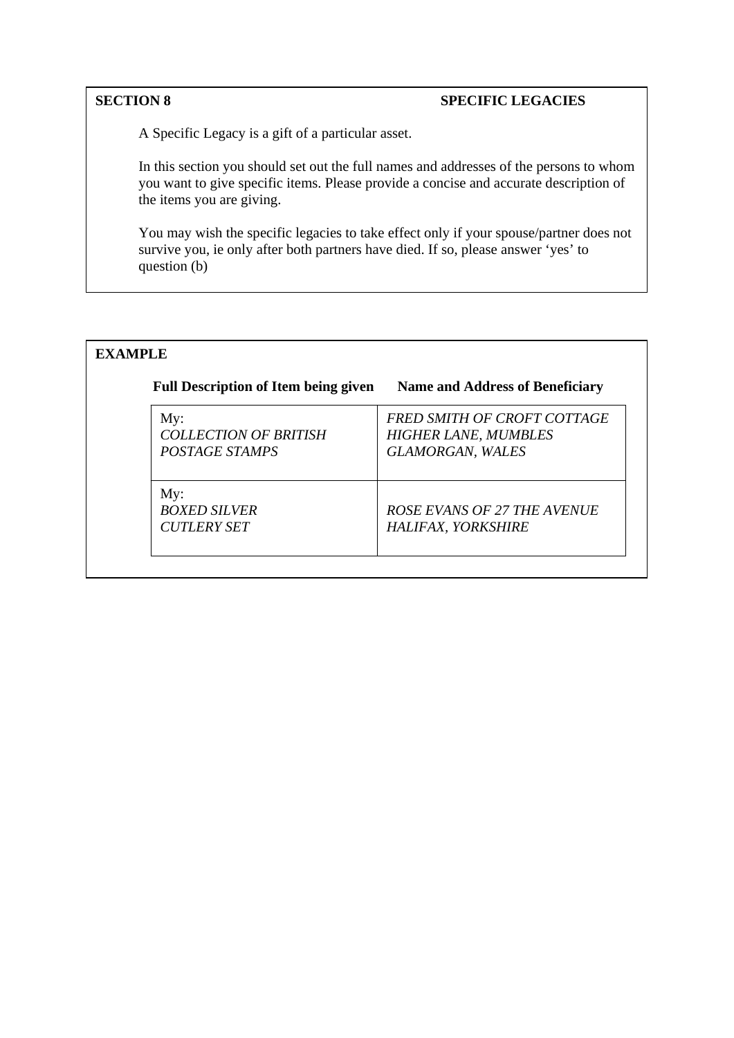## SECTION 8 SPECIFIC LEGACIES

A Specific Legacy is a gift of a particular asset.

In this section you should set out the full names and addresses of the persons to whom you want to give specific items. Please provide a concise and accurate description of the items you are giving.

You may wish the specific legacies to take effect only if your spouse/partner does not survive you, ie only after both partners have died. If so, please answer 'yes' to question (b)

**EXAMPLE**

| Full Description of Item being given | Name and Address of Beneficiary |
|---|---|
| My:<br>*COLLECTION OF BRITISH POSTAGE STAMPS* | *FRED SMITH OF CROFT COTTAGE HIGHER LANE, MUMBLES GLAMORGAN, WALES* |
| My:<br>*BOXED SILVER CUTLERY SET* | *ROSE EVANS OF 27 THE AVENUE HALIFAX, YORKSHIRE* |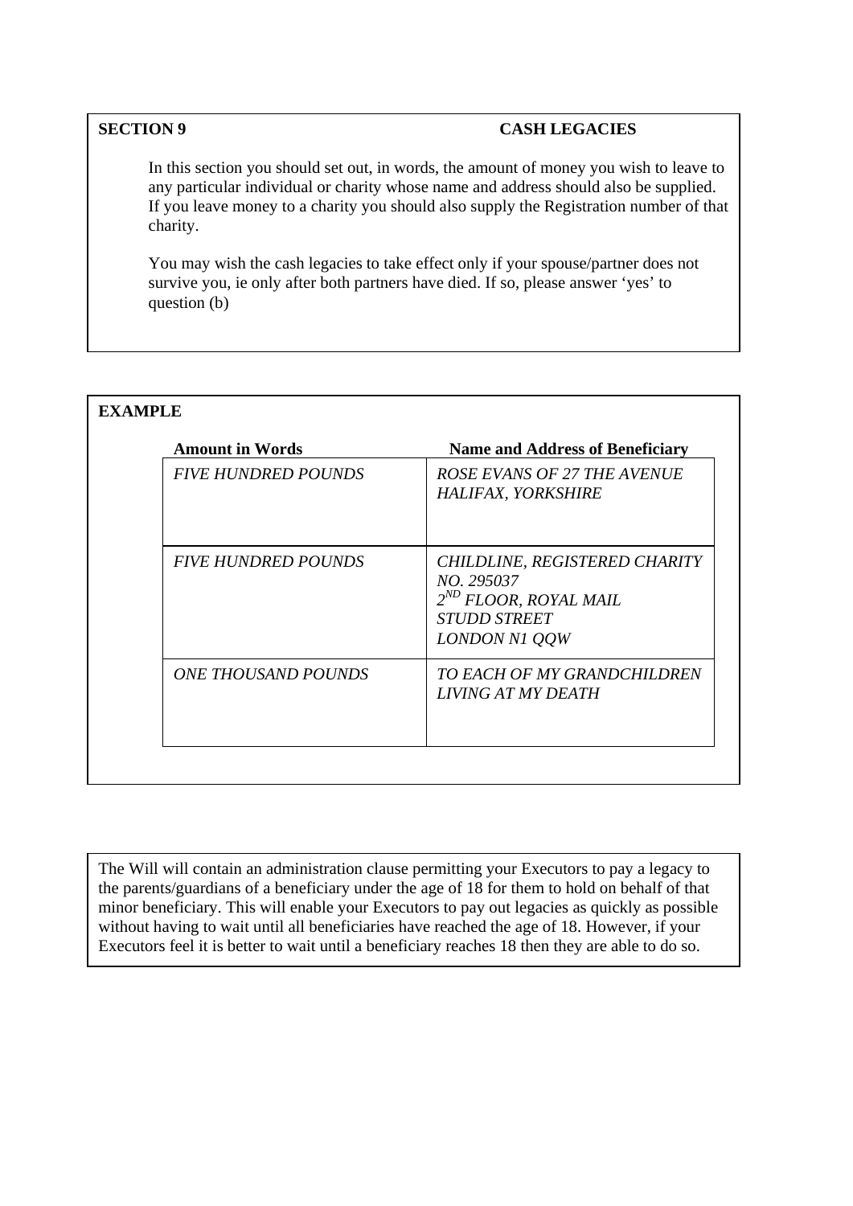## SECTION 9 CASH LEGACIES

In this section you should set out, in words, the amount of money you wish to leave to any particular individual or charity whose name and address should also be supplied. If you leave money to a charity you should also supply the Registration number of that charity.

You may wish the cash legacies to take effect only if your spouse/partner does not survive you, ie only after both partners have died. If so, please answer 'yes' to question (b)

**EXAMPLE**

| Amount in Words | Name and Address of Beneficiary |
|---|---|
| *FIVE HUNDRED POUNDS* | *ROSE EVANS OF 27 THE AVENUE HALIFAX, YORKSHIRE* |
| *FIVE HUNDRED POUNDS* | *CHILDLINE, REGISTERED CHARITY NO. 295037 2ND FLOOR, ROYAL MAIL STUDD STREET LONDON N1 QQW* |
| *ONE THOUSAND POUNDS* | *TO EACH OF MY GRANDCHILDREN LIVING AT MY DEATH* |

The Will will contain an administration clause permitting your Executors to pay a legacy to the parents/guardians of a beneficiary under the age of 18 for them to hold on behalf of that minor beneficiary. This will enable your Executors to pay out legacies as quickly as possible without having to wait until all beneficiaries have reached the age of 18. However, if your Executors feel it is better to wait until a beneficiary reaches 18 then they are able to do so.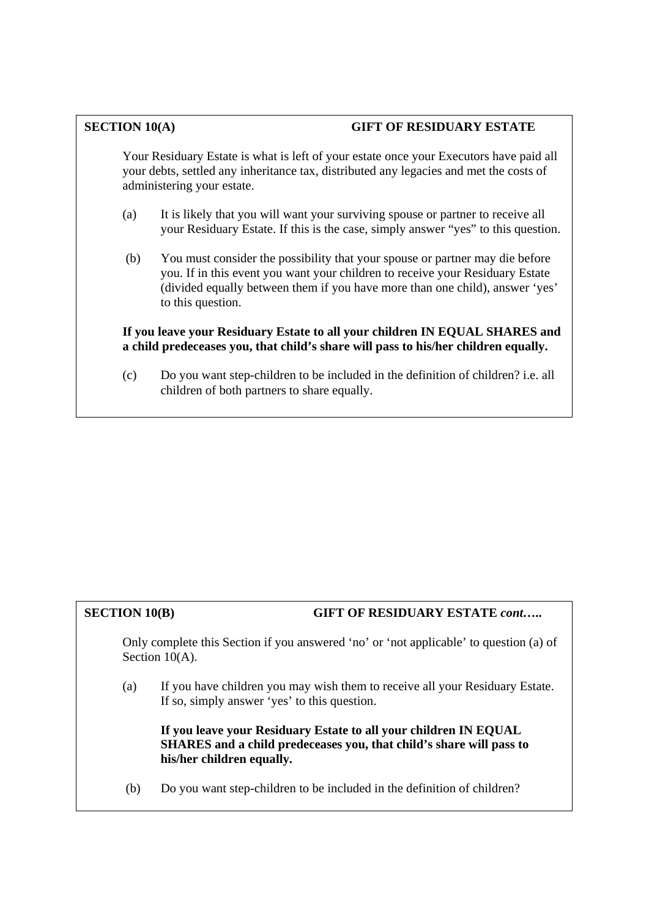## SECTION 10(A) GIFT OF RESIDUARY ESTATE

Your Residuary Estate is what is left of your estate once your Executors have paid all your debts, settled any inheritance tax, distributed any legacies and met the costs of administering your estate.

(a) It is likely that you will want your surviving spouse or partner to receive all your Residuary Estate. If this is the case, simply answer "yes" to this question.

(b) You must consider the possibility that your spouse or partner may die before you. If in this event you want your children to receive your Residuary Estate (divided equally between them if you have more than one child), answer 'yes' to this question.

**If you leave your Residuary Estate to all your children IN EQUAL SHARES and a child predeceases you, that child's share will pass to his/her children equally.**

(c) Do you want step-children to be included in the definition of children? i.e. all children of both partners to share equally.

## SECTION 10(B) GIFT OF RESIDUARY ESTATE *cont…..*

Only complete this Section if you answered 'no' or 'not applicable' to question (a) of Section 10(A).

(a) If you have children you may wish them to receive all your Residuary Estate. If so, simply answer 'yes' to this question.

**If you leave your Residuary Estate to all your children IN EQUAL SHARES and a child predeceases you, that child's share will pass to his/her children equally.**

(b) Do you want step-children to be included in the definition of children?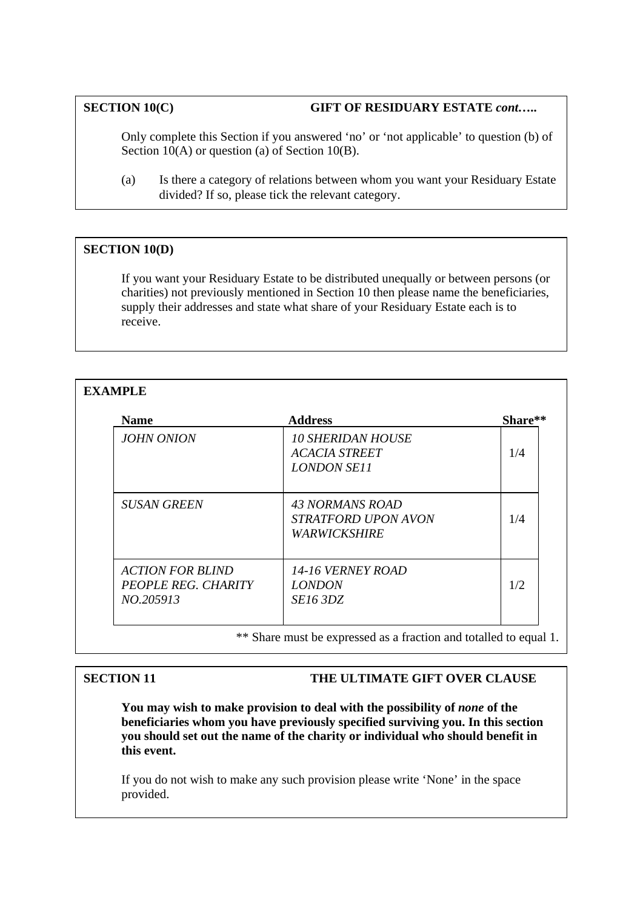**SECTION 10(C)** **GIFT OF RESIDUARY ESTATE *cont…..***

Only complete this Section if you answered 'no' or 'not applicable' to question (b) of Section 10(A) or question (a) of Section 10(B).

(a) Is there a category of relations between whom you want your Residuary Estate divided? If so, please tick the relevant category.

**SECTION 10(D)**

If you want your Residuary Estate to be distributed unequally or between persons (or charities) not previously mentioned in Section 10 then please name the beneficiaries, supply their addresses and state what share of your Residuary Estate each is to receive.

**EXAMPLE**

| Name | Address | Share** |
|---|---|---|
| *JOHN ONION* | *10 SHERIDAN HOUSE ACACIA STREET LONDON SE11* | 1/4 |
| *SUSAN GREEN* | *43 NORMANS ROAD STRATFORD UPON AVON WARWICKSHIRE* | 1/4 |
| *ACTION FOR BLIND PEOPLE REG. CHARITY NO.205913* | *14-16 VERNEY ROAD LONDON SE16 3DZ* | 1/2 |

** Share must be expressed as a fraction and totalled to equal 1.

**SECTION 11** **THE ULTIMATE GIFT OVER CLAUSE**

**You may wish to make provision to deal with the possibility of *none* of the beneficiaries whom you have previously specified surviving you. In this section you should set out the name of the charity or individual who should benefit in this event.**

If you do not wish to make any such provision please write 'None' in the space provided.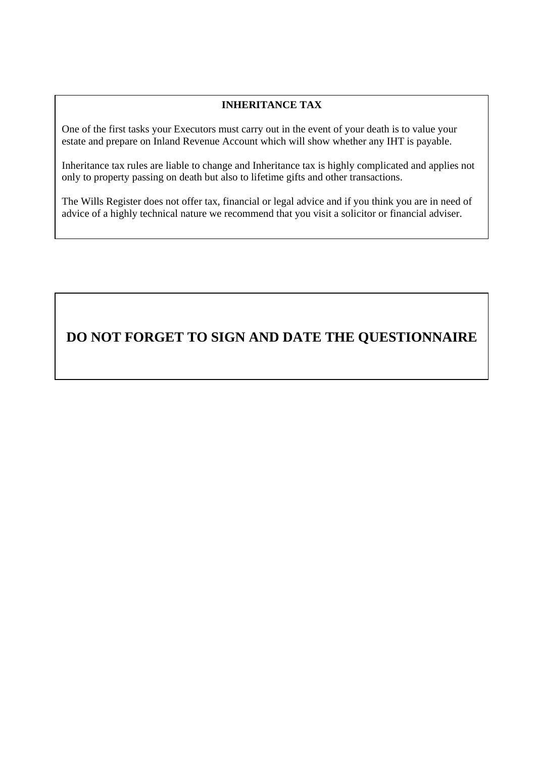## INHERITANCE TAX

One of the first tasks your Executors must carry out in the event of your death is to value your estate and prepare on Inland Revenue Account which will show whether any IHT is payable.

Inheritance tax rules are liable to change and Inheritance tax is highly complicated and applies not only to property passing on death but also to lifetime gifts and other transactions.

The Wills Register does not offer tax, financial or legal advice and if you think you are in need of advice of a highly technical nature we recommend that you visit a solicitor or financial adviser.

**DO NOT FORGET TO SIGN AND DATE THE QUESTIONNAIRE**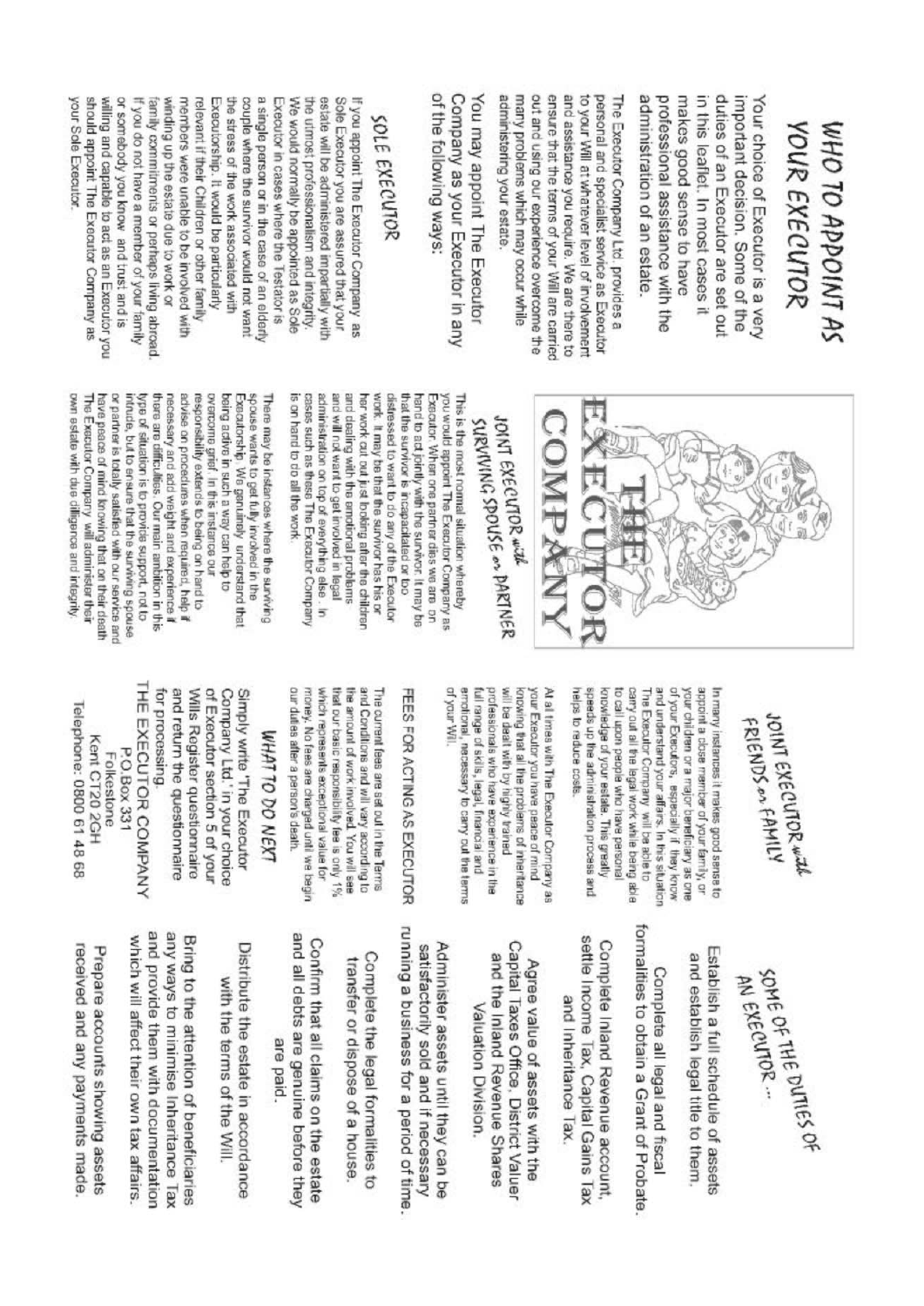# WHO TO APPOINT AS YOUR EXECUTOR

Your choice of Executor is a very important decision. Some of the duties of an Executor are set out in this leaflet. In most cases it makes good sense to have professional assistance with the administration of an estate.

The Executor Company Ltd. provides a personal and specialist service as Executor to your Will at whatever level of involvement and assistance you require. We are there to ensure that the terms of your Will are carried out and using our experience overcome the many problems which may occur while administering your estate.

You may appoint The Executor Company as your Executor in any of the following ways:

## SOLE EXECUTOR

If you appoint The Executor Company as Sole Executor you are assured that your estate will be administered impartially with the utmost professionalism and integrity. We would normally be appointed as Sole Executor in cases where the Testator is a single person or in the case of an elderly couple where the survivor would not want the stress of the work associated with Executorship. It would be particularly relevant if their Children or other family members were unable to be involved with winding up the estate due to work or family commitments or perhaps living abroad. If you do not have a member of your family or somebody you know and trust and is willing and capable to act as an Executor you should appoint The Executor Company as your Sole Executor.

# THE EXECUTOR COMPANY

## JOINT EXECUTOR with SURVIVING SPOUSE or PARTNER

This is the most normal situation whereby you would appoint The Executor Company as Executor. When one partner dies we are on hand to act jointly with the survivor. It may be that the survivor is incapacitated or too distressed to want to do any of the Executor work. It may be that the survivor has his or her work cut out just looking after the children and dealing with the emotional problems and will not want to get involved in legal administration on top of everything else. In cases such as these The Executor Company is on hand to do all the work.

There may be instances where the surviving spouse wants to get fully involved in the Executorship. We genuinely understand that being active in such a way can help to overcome grief. In this instance our responsibility extends to being on hand to advise on procedures when required, help if necessary and add weight and experience if there are difficulties. Our main ambition in this type of situation is to provide support, not to intrude, but to ensure that the surviving spouse or partner is totally satisfied with our service and have peace of mind knowing that on their death The Executor Company will administer their own estate with due diligence and integrity.

## JOINT EXECUTOR with FRIENDS or FAMILY

In many instances it makes good sense to appoint a close member of your family, or your children or a major beneficiary as one of your Executors, especially if they know and understand your affairs. In this situation The Executor Company will be able to carry out all the legal work while being able to call upon people who have personal knowledge of your estate. This greatly speeds up the administration process and helps to reduce costs.

At all times with The Executor Company as your Executor you have peace of mind knowing that all the problems of inheritance will be dealt with by highly trained professionals who have experience in the full range of skills, legal, financial and emotional, necessary to carry out the terms of your Will.

## FEES FOR ACTING AS EXECUTOR

The current fees are set out in the Terms and Conditions and will vary according to the amount of work involved. You will see that our basic responsibility fee is only 1% which represents exceptional value for money. No fees are charged until we begin our duties after a person's death.

## WHAT TO DO NEXT

Simply write 'The Executor Company Ltd.' in your choice of Executor section 5 of your Wills Register questionnaire and return the questionnaire for processing.

THE EXECUTOR COMPANY
P.O.Box 331
Folkestone
Kent CT20 2GH
Telephone: 0800 61 48 68

## SOME OF THE DUTIES OF AN EXECUTOR...

Establish a full schedule of assets and establish legal title to them.

Complete all legal and fiscal formalities to obtain a Grant of Probate.

Complete Inland Revenue account, settle Income Tax, Capital Gains Tax and Inheritance Tax.

Agree value of assets with the Capital Taxes Office, District Valuer and the Inland Revenue Shares Valuation Division.

Administer assets until they can be satisfactorily sold and if necessary running a business for a period of time.

Complete the legal formalities to transfer or dispose of a house.

Confirm that all claims on the estate and all debts are genuine before they are paid.

Distribute the estate in accordance with the terms of the Will.

Bring to the attention of beneficiaries any ways to minimise Inheritance Tax and provide them with documentation which will affect their own tax affairs.

Prepare accounts showing assets received and any payments made.